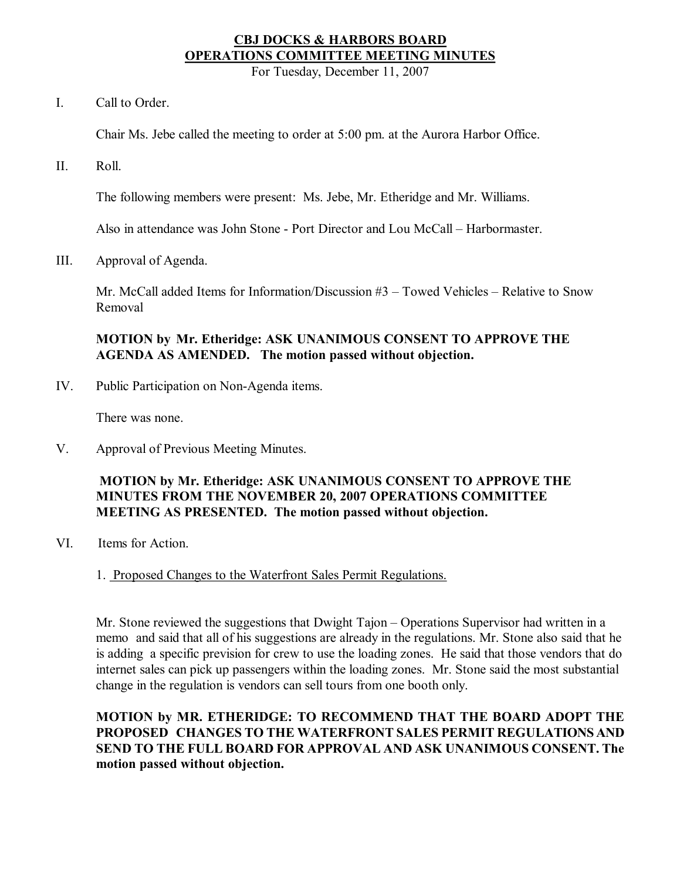# CBJ DOCKS & HARBORS BOARD
## OPERATIONS COMMITTEE MEETING MINUTES

For Tuesday, December 11, 2007

I. Call to Order.

Chair Ms. Jebe called the meeting to order at 5:00 pm. at the Aurora Harbor Office.

II. Roll.

The following members were present: Ms. Jebe, Mr. Etheridge and Mr. Williams.

Also in attendance was John Stone - Port Director and Lou McCall – Harbormaster.

III. Approval of Agenda.

Mr. McCall added Items for Information/Discussion #3 – Towed Vehicles – Relative to Snow Removal

**MOTION by Mr. Etheridge: ASK UNANIMOUS CONSENT TO APPROVE THE AGENDA AS AMENDED. The motion passed without objection.**

IV. Public Participation on Non-Agenda items.

There was none.

V. Approval of Previous Meeting Minutes.

**MOTION by Mr. Etheridge: ASK UNANIMOUS CONSENT TO APPROVE THE MINUTES FROM THE NOVEMBER 20, 2007 OPERATIONS COMMITTEE MEETING AS PRESENTED. The motion passed without objection.**

VI. Items for Action.

1. Proposed Changes to the Waterfront Sales Permit Regulations.

Mr. Stone reviewed the suggestions that Dwight Tajon – Operations Supervisor had written in a memo and said that all of his suggestions are already in the regulations. Mr. Stone also said that he is adding a specific prevision for crew to use the loading zones. He said that those vendors that do internet sales can pick up passengers within the loading zones. Mr. Stone said the most substantial change in the regulation is vendors can sell tours from one booth only.

**MOTION by MR. ETHERIDGE: TO RECOMMEND THAT THE BOARD ADOPT THE PROPOSED CHANGES TO THE WATERFRONT SALES PERMIT REGULATIONS AND SEND TO THE FULL BOARD FOR APPROVAL AND ASK UNANIMOUS CONSENT. The motion passed without objection.**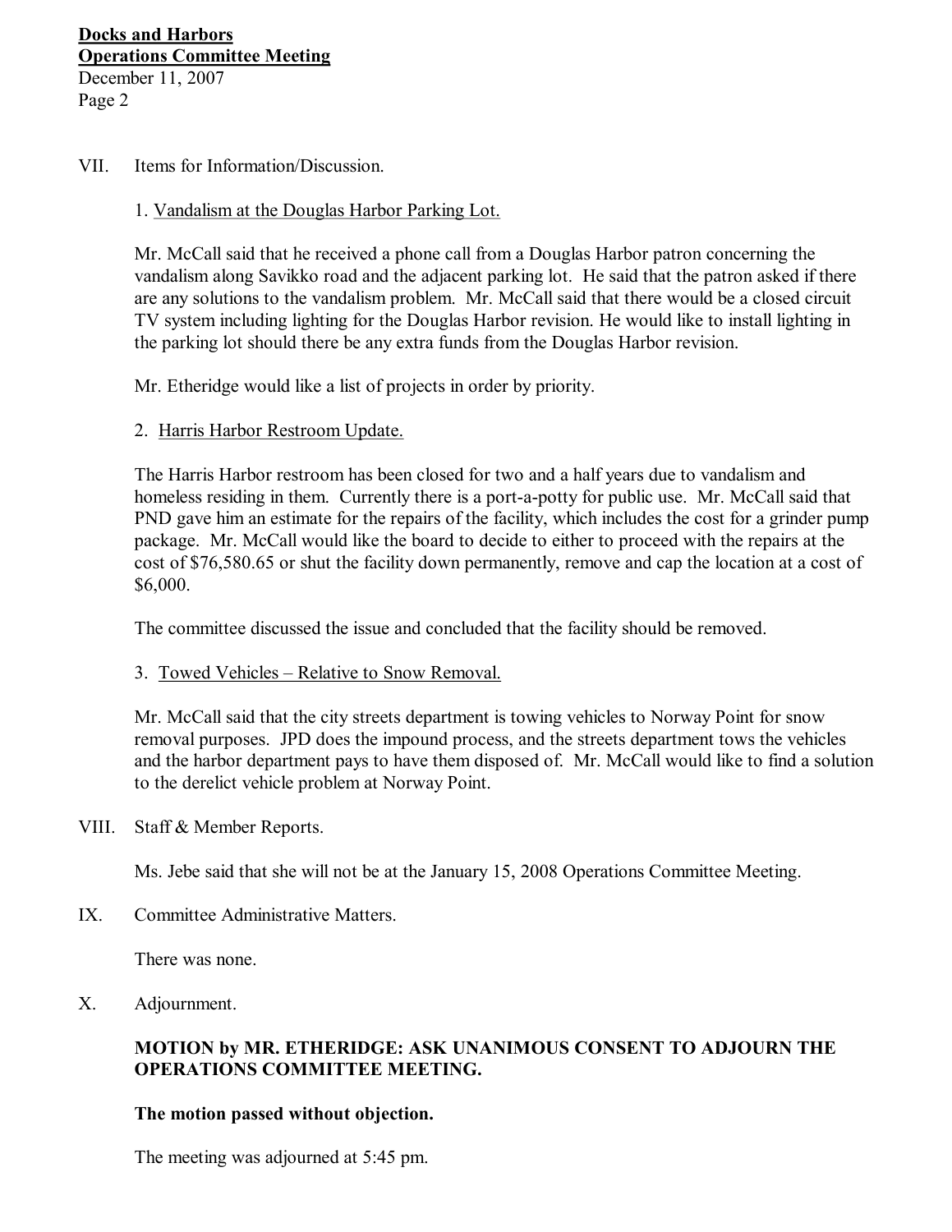VII. Items for Information/Discussion.

1. Vandalism at the Douglas Harbor Parking Lot.

Mr. McCall said that he received a phone call from a Douglas Harbor patron concerning the vandalism along Savikko road and the adjacent parking lot. He said that the patron asked if there are any solutions to the vandalism problem. Mr. McCall said that there would be a closed circuit TV system including lighting for the Douglas Harbor revision. He would like to install lighting in the parking lot should there be any extra funds from the Douglas Harbor revision.

Mr. Etheridge would like a list of projects in order by priority.

2. Harris Harbor Restroom Update.

The Harris Harbor restroom has been closed for two and a half years due to vandalism and homeless residing in them. Currently there is a port-a-potty for public use. Mr. McCall said that PND gave him an estimate for the repairs of the facility, which includes the cost for a grinder pump package. Mr. McCall would like the board to decide to either to proceed with the repairs at the cost of $76,580.65 or shut the facility down permanently, remove and cap the location at a cost of $6,000.

The committee discussed the issue and concluded that the facility should be removed.

3. Towed Vehicles – Relative to Snow Removal.

Mr. McCall said that the city streets department is towing vehicles to Norway Point for snow removal purposes. JPD does the impound process, and the streets department tows the vehicles and the harbor department pays to have them disposed of. Mr. McCall would like to find a solution to the derelict vehicle problem at Norway Point.

VIII. Staff & Member Reports.

Ms. Jebe said that she will not be at the January 15, 2008 Operations Committee Meeting.

IX. Committee Administrative Matters.

There was none.

X. Adjournment.

**MOTION by MR. ETHERIDGE: ASK UNANIMOUS CONSENT TO ADJOURN THE OPERATIONS COMMITTEE MEETING.**

**The motion passed without objection.**

The meeting was adjourned at 5:45 pm.